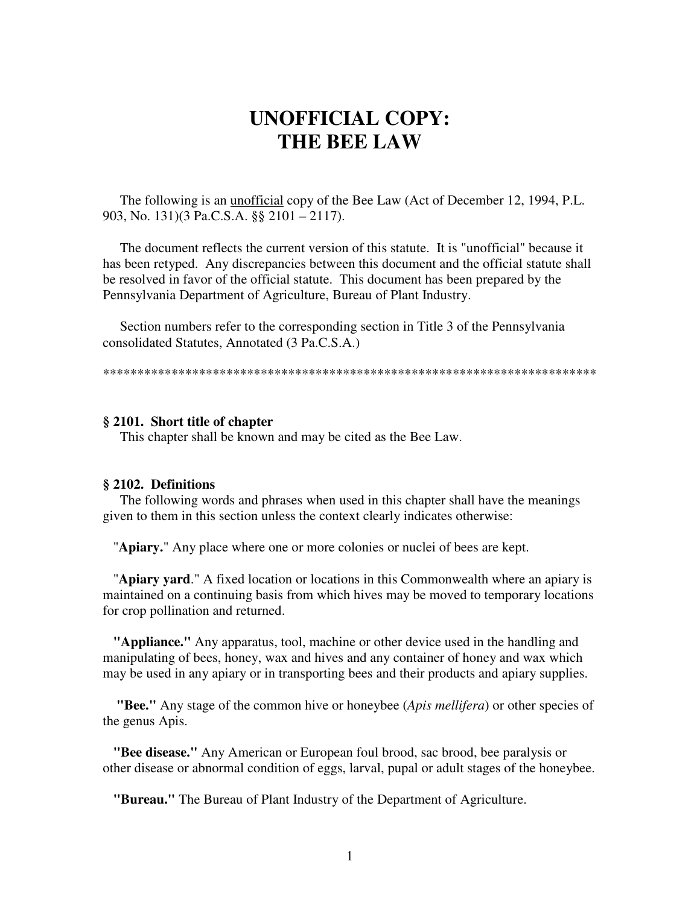# UNOFFICIAL COPY:
# THE BEE LAW

The following is an unofficial copy of the Bee Law (Act of December 12, 1994, P.L. 903, No. 131)(3 Pa.C.S.A. §§ 2101 – 2117).

The document reflects the current version of this statute. It is "unofficial" because it has been retyped. Any discrepancies between this document and the official statute shall be resolved in favor of the official statute. This document has been prepared by the Pennsylvania Department of Agriculture, Bureau of Plant Industry.

Section numbers refer to the corresponding section in Title 3 of the Pennsylvania consolidated Statutes, Annotated (3 Pa.C.S.A.)

******************************************************************************

**§ 2101. Short title of chapter**

This chapter shall be known and may be cited as the Bee Law.

**§ 2102. Definitions**

The following words and phrases when used in this chapter shall have the meanings given to them in this section unless the context clearly indicates otherwise:

"**Apiary.**" Any place where one or more colonies or nuclei of bees are kept.

"**Apiary yard**." A fixed location or locations in this Commonwealth where an apiary is maintained on a continuing basis from which hives may be moved to temporary locations for crop pollination and returned.

**"Appliance."** Any apparatus, tool, machine or other device used in the handling and manipulating of bees, honey, wax and hives and any container of honey and wax which may be used in any apiary or in transporting bees and their products and apiary supplies.

**"Bee."** Any stage of the common hive or honeybee (*Apis mellifera*) or other species of the genus Apis.

**"Bee disease."** Any American or European foul brood, sac brood, bee paralysis or other disease or abnormal condition of eggs, larval, pupal or adult stages of the honeybee.

**"Bureau."** The Bureau of Plant Industry of the Department of Agriculture.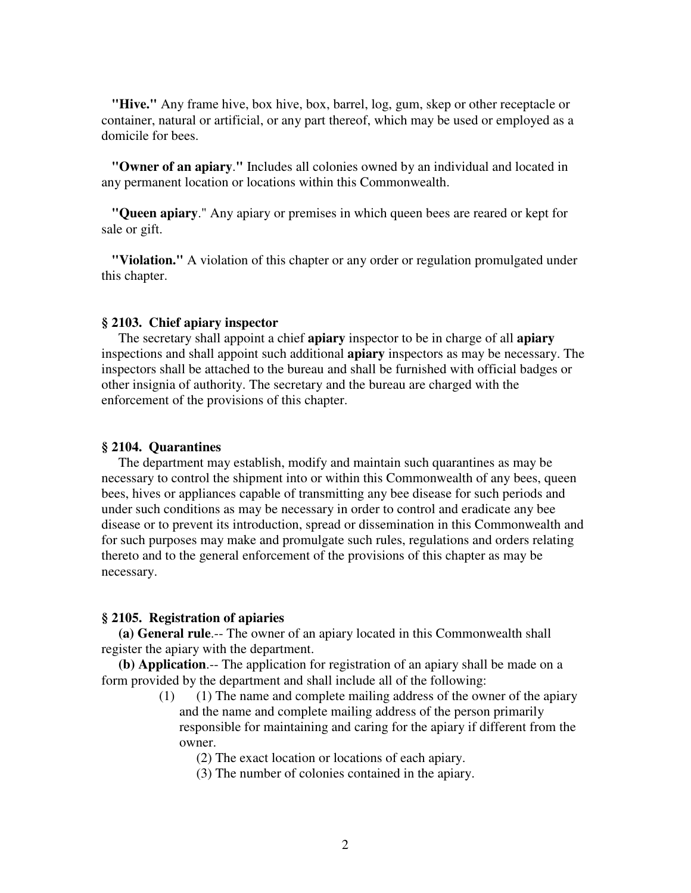**"Hive."** Any frame hive, box hive, box, barrel, log, gum, skep or other receptacle or container, natural or artificial, or any part thereof, which may be used or employed as a domicile for bees.

**"Owner of an apiary**." Includes all colonies owned by an individual and located in any permanent location or locations within this Commonwealth.

**"Queen apiary**." Any apiary or premises in which queen bees are reared or kept for sale or gift.

**"Violation."** A violation of this chapter or any order or regulation promulgated under this chapter.

### § 2103. Chief apiary inspector

The secretary shall appoint a chief **apiary** inspector to be in charge of all **apiary** inspections and shall appoint such additional **apiary** inspectors as may be necessary. The inspectors shall be attached to the bureau and shall be furnished with official badges or other insignia of authority. The secretary and the bureau are charged with the enforcement of the provisions of this chapter.

### § 2104. Quarantines

The department may establish, modify and maintain such quarantines as may be necessary to control the shipment into or within this Commonwealth of any bees, queen bees, hives or appliances capable of transmitting any bee disease for such periods and under such conditions as may be necessary in order to control and eradicate any bee disease or to prevent its introduction, spread or dissemination in this Commonwealth and for such purposes may make and promulgate such rules, regulations and orders relating thereto and to the general enforcement of the provisions of this chapter as may be necessary.

### § 2105. Registration of apiaries

**(a) General rule**.-- The owner of an apiary located in this Commonwealth shall register the apiary with the department.

**(b) Application**.-- The application for registration of an apiary shall be made on a form provided by the department and shall include all of the following:

(1) (1) The name and complete mailing address of the owner of the apiary and the name and complete mailing address of the person primarily responsible for maintaining and caring for the apiary if different from the owner.

(2) The exact location or locations of each apiary.

(3) The number of colonies contained in the apiary.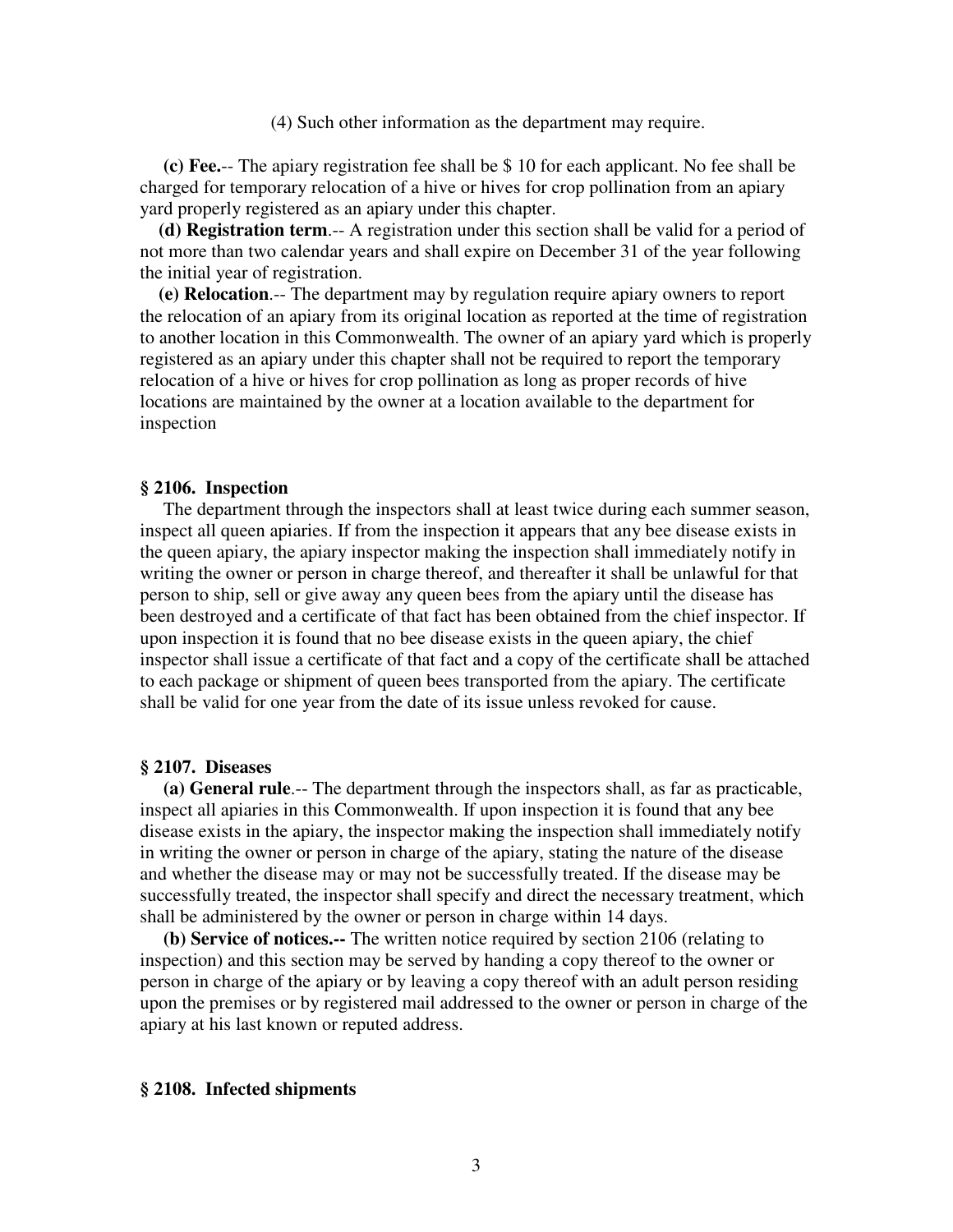(4) Such other information as the department may require.

**(c) Fee.**-- The apiary registration fee shall be $ 10 for each applicant. No fee shall be charged for temporary relocation of a hive or hives for crop pollination from an apiary yard properly registered as an apiary under this chapter.

**(d) Registration term**.-- A registration under this section shall be valid for a period of not more than two calendar years and shall expire on December 31 of the year following the initial year of registration.

**(e) Relocation**.-- The department may by regulation require apiary owners to report the relocation of an apiary from its original location as reported at the time of registration to another location in this Commonwealth. The owner of an apiary yard which is properly registered as an apiary under this chapter shall not be required to report the temporary relocation of a hive or hives for crop pollination as long as proper records of hive locations are maintained by the owner at a location available to the department for inspection

### § 2106. Inspection

The department through the inspectors shall at least twice during each summer season, inspect all queen apiaries. If from the inspection it appears that any bee disease exists in the queen apiary, the apiary inspector making the inspection shall immediately notify in writing the owner or person in charge thereof, and thereafter it shall be unlawful for that person to ship, sell or give away any queen bees from the apiary until the disease has been destroyed and a certificate of that fact has been obtained from the chief inspector. If upon inspection it is found that no bee disease exists in the queen apiary, the chief inspector shall issue a certificate of that fact and a copy of the certificate shall be attached to each package or shipment of queen bees transported from the apiary. The certificate shall be valid for one year from the date of its issue unless revoked for cause.

### § 2107. Diseases

**(a) General rule**.-- The department through the inspectors shall, as far as practicable, inspect all apiaries in this Commonwealth. If upon inspection it is found that any bee disease exists in the apiary, the inspector making the inspection shall immediately notify in writing the owner or person in charge of the apiary, stating the nature of the disease and whether the disease may or may not be successfully treated. If the disease may be successfully treated, the inspector shall specify and direct the necessary treatment, which shall be administered by the owner or person in charge within 14 days.

**(b) Service of notices.--** The written notice required by section 2106 (relating to inspection) and this section may be served by handing a copy thereof to the owner or person in charge of the apiary or by leaving a copy thereof with an adult person residing upon the premises or by registered mail addressed to the owner or person in charge of the apiary at his last known or reputed address.

### § 2108. Infected shipments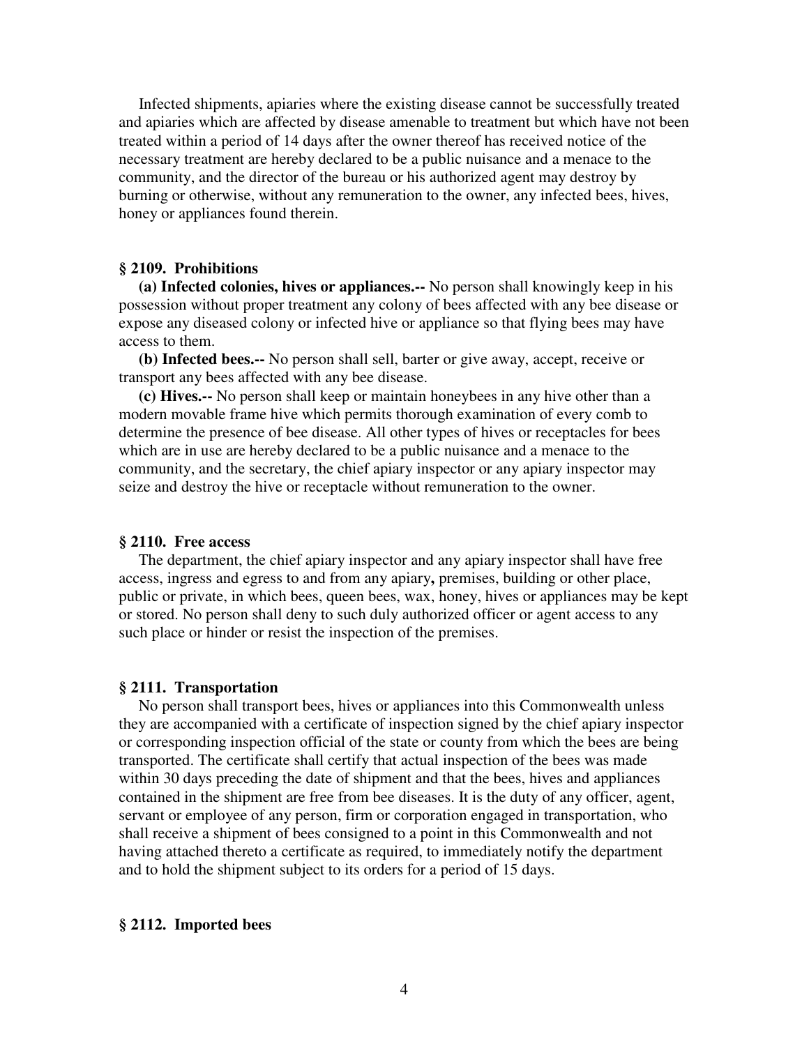Infected shipments, apiaries where the existing disease cannot be successfully treated and apiaries which are affected by disease amenable to treatment but which have not been treated within a period of 14 days after the owner thereof has received notice of the necessary treatment are hereby declared to be a public nuisance and a menace to the community, and the director of the bureau or his authorized agent may destroy by burning or otherwise, without any remuneration to the owner, any infected bees, hives, honey or appliances found therein.

### § 2109. Prohibitions

**(a) Infected colonies, hives or appliances.--** No person shall knowingly keep in his possession without proper treatment any colony of bees affected with any bee disease or expose any diseased colony or infected hive or appliance so that flying bees may have access to them.

**(b) Infected bees.--** No person shall sell, barter or give away, accept, receive or transport any bees affected with any bee disease.

**(c) Hives.--** No person shall keep or maintain honeybees in any hive other than a modern movable frame hive which permits thorough examination of every comb to determine the presence of bee disease. All other types of hives or receptacles for bees which are in use are hereby declared to be a public nuisance and a menace to the community, and the secretary, the chief apiary inspector or any apiary inspector may seize and destroy the hive or receptacle without remuneration to the owner.

### § 2110. Free access

The department, the chief apiary inspector and any apiary inspector shall have free access, ingress and egress to and from any apiary**,** premises, building or other place, public or private, in which bees, queen bees, wax, honey, hives or appliances may be kept or stored. No person shall deny to such duly authorized officer or agent access to any such place or hinder or resist the inspection of the premises.

### § 2111. Transportation

No person shall transport bees, hives or appliances into this Commonwealth unless they are accompanied with a certificate of inspection signed by the chief apiary inspector or corresponding inspection official of the state or county from which the bees are being transported. The certificate shall certify that actual inspection of the bees was made within 30 days preceding the date of shipment and that the bees, hives and appliances contained in the shipment are free from bee diseases. It is the duty of any officer, agent, servant or employee of any person, firm or corporation engaged in transportation, who shall receive a shipment of bees consigned to a point in this Commonwealth and not having attached thereto a certificate as required, to immediately notify the department and to hold the shipment subject to its orders for a period of 15 days.

### § 2112. Imported bees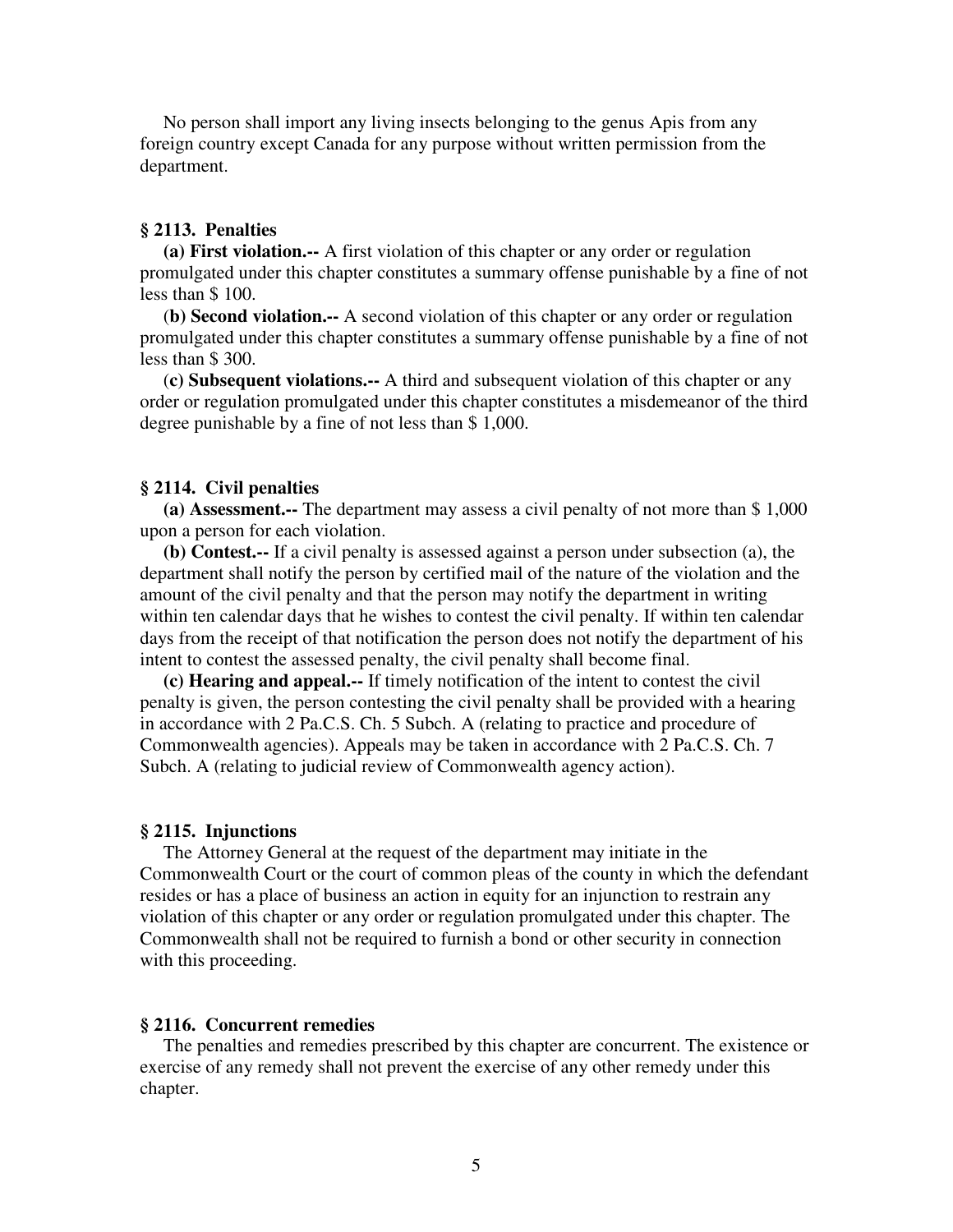No person shall import any living insects belonging to the genus Apis from any foreign country except Canada for any purpose without written permission from the department.

### § 2113. Penalties

**(a) First violation.--** A first violation of this chapter or any order or regulation promulgated under this chapter constitutes a summary offense punishable by a fine of not less than $ 100.

(**b) Second violation.--** A second violation of this chapter or any order or regulation promulgated under this chapter constitutes a summary offense punishable by a fine of not less than $ 300.

(**c) Subsequent violations.--** A third and subsequent violation of this chapter or any order or regulation promulgated under this chapter constitutes a misdemeanor of the third degree punishable by a fine of not less than $ 1,000.

### § 2114. Civil penalties

**(a) Assessment.--** The department may assess a civil penalty of not more than $ 1,000 upon a person for each violation.

**(b) Contest.--** If a civil penalty is assessed against a person under subsection (a), the department shall notify the person by certified mail of the nature of the violation and the amount of the civil penalty and that the person may notify the department in writing within ten calendar days that he wishes to contest the civil penalty. If within ten calendar days from the receipt of that notification the person does not notify the department of his intent to contest the assessed penalty, the civil penalty shall become final.

**(c) Hearing and appeal.--** If timely notification of the intent to contest the civil penalty is given, the person contesting the civil penalty shall be provided with a hearing in accordance with 2 Pa.C.S. Ch. 5 Subch. A (relating to practice and procedure of Commonwealth agencies). Appeals may be taken in accordance with 2 Pa.C.S. Ch. 7 Subch. A (relating to judicial review of Commonwealth agency action).

### § 2115. Injunctions

The Attorney General at the request of the department may initiate in the Commonwealth Court or the court of common pleas of the county in which the defendant resides or has a place of business an action in equity for an injunction to restrain any violation of this chapter or any order or regulation promulgated under this chapter. The Commonwealth shall not be required to furnish a bond or other security in connection with this proceeding.

### § 2116. Concurrent remedies

The penalties and remedies prescribed by this chapter are concurrent. The existence or exercise of any remedy shall not prevent the exercise of any other remedy under this chapter.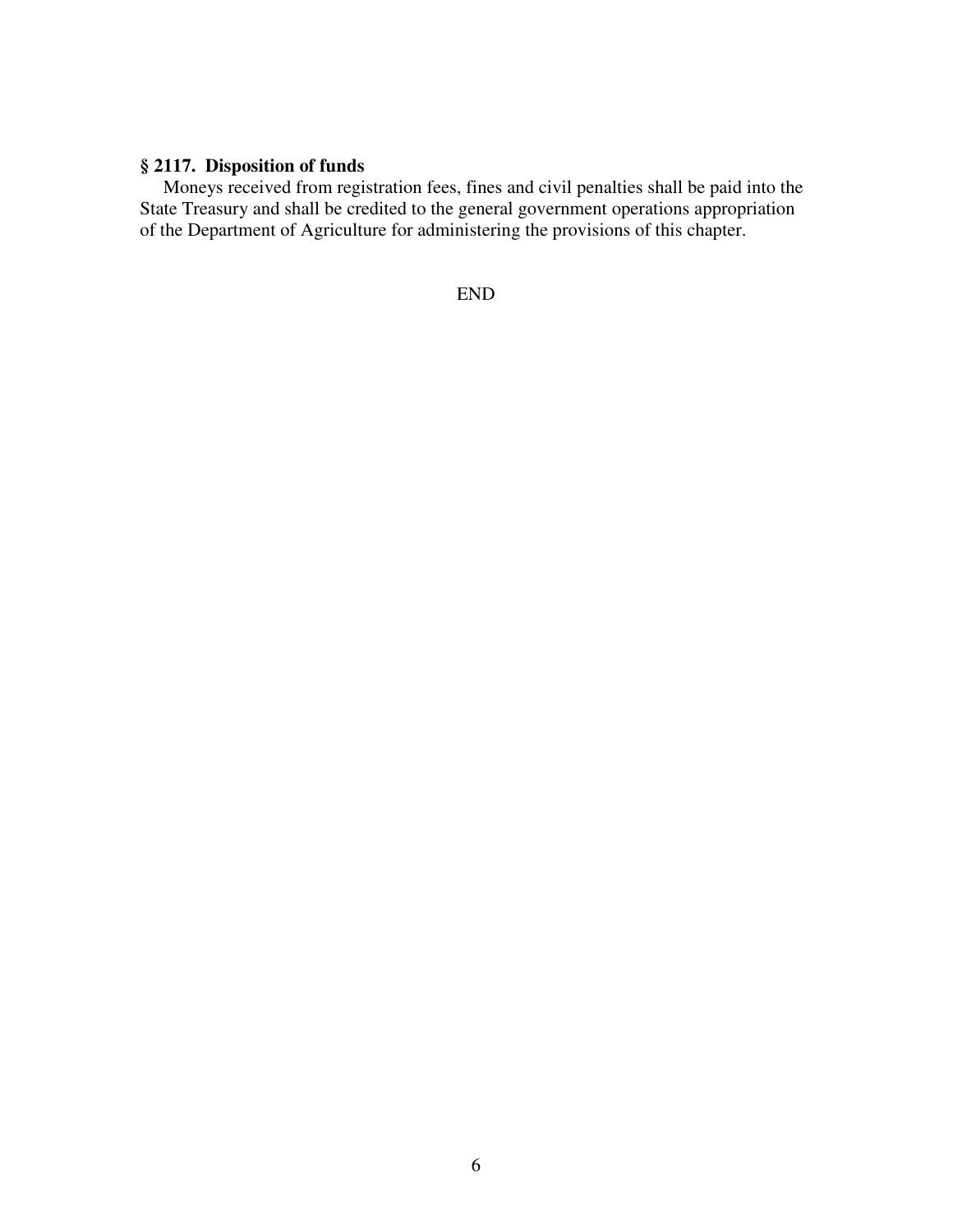**§ 2117. Disposition of funds**

Moneys received from registration fees, fines and civil penalties shall be paid into the State Treasury and shall be credited to the general government operations appropriation of the Department of Agriculture for administering the provisions of this chapter.

END